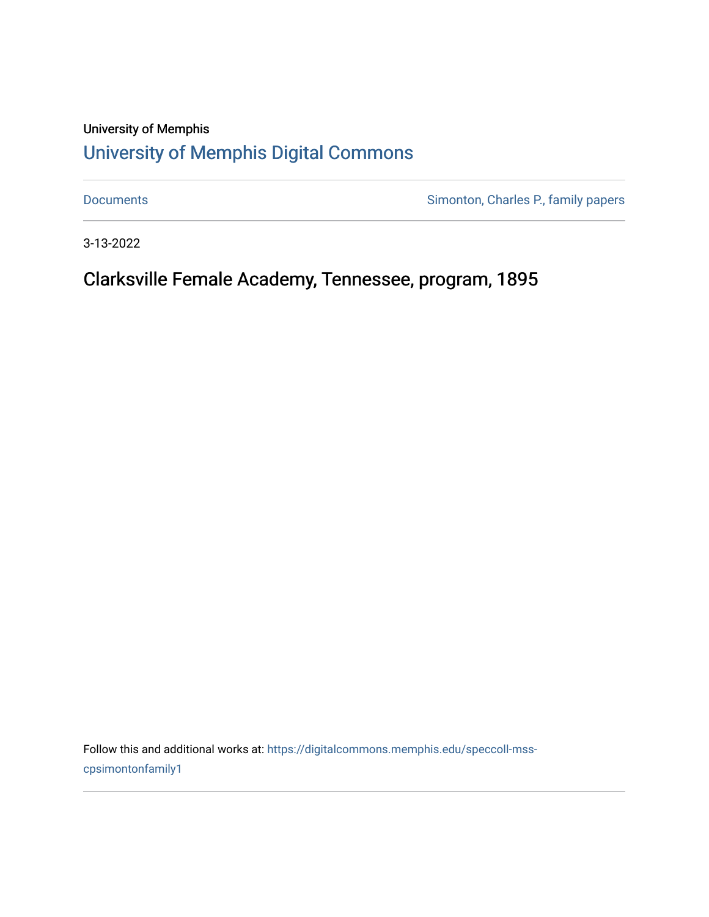University of Memphis

# University of Memphis Digital Commons

Documents | Simonton, Charles P., family papers

3-13-2022

## Clarksville Female Academy, Tennessee, program, 1895

Follow this and additional works at: https://digitalcommons.memphis.edu/speccoll-mss-cpsimontonfamily1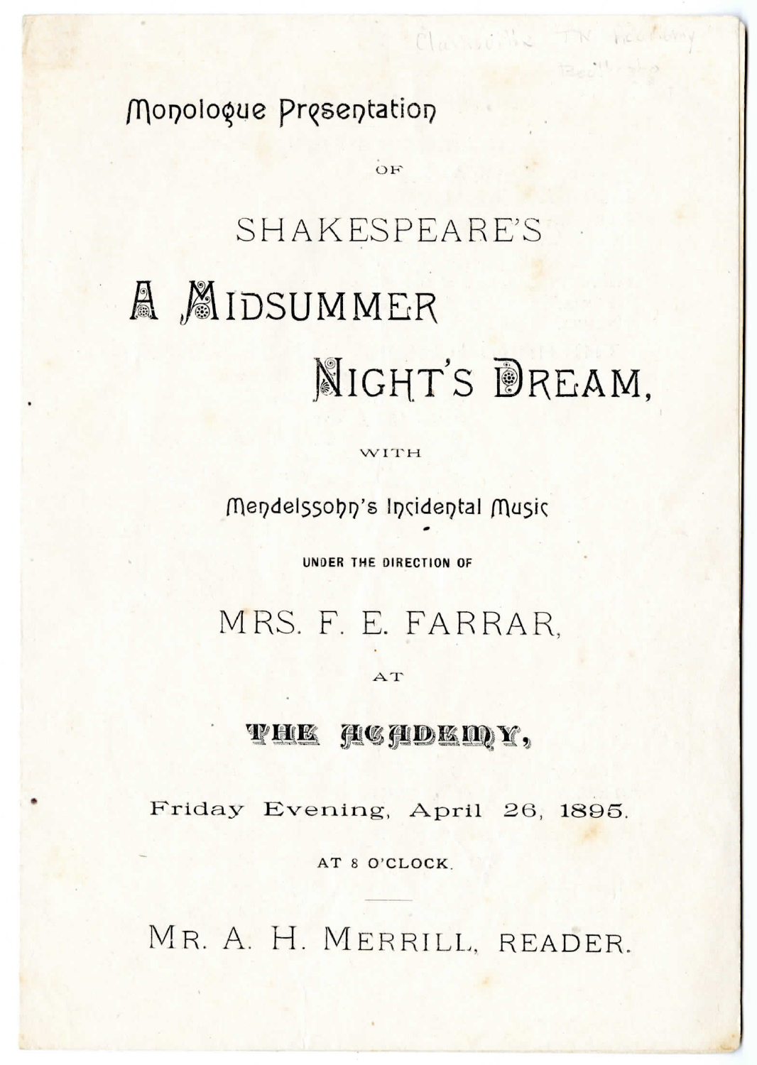Monologue Presentation

OF

# SHAKESPEARE'S

# A MIDSUMMER NIGHT'S DREAM,

WITH

Mendelssohn's Incidental Music

UNDER THE DIRECTION OF

## MRS. F. E. FARRAR,

AT

## THE ACADEMY,

Friday Evening, April 26, 1895.

AT 8 O'CLOCK.

---

## MR. A. H. MERRILL, READER.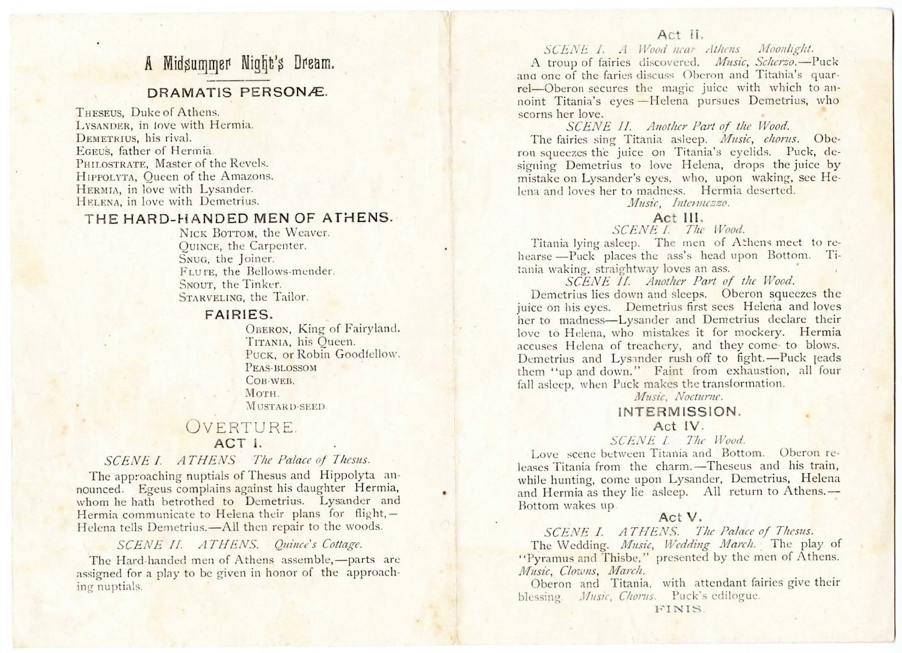# A Midsummer Night's Dream.

## DRAMATIS PERSONÆ.

THESEUS, Duke of Athens.
LYSANDER, in love with Hermia.
DEMETRIUS, his rival.
EGEUS, father of Hermia.
PHILOSTRATE, Master of the Revels.
HIPPOLYTA, Queen of the Amazons.
HERMIA, in love with Lysander.
HELENA, in love with Demetrius.

## THE HARD-HANDED MEN OF ATHENS.

NICK BOTTOM, the Weaver.
QUINCE, the Carpenter.
SNUG, the Joiner.
FLUTE, the Bellows-mender.
SNOUT, the Tinker.
STARVELING, the Tailor.

## FAIRIES.

OBERON, King of Fairyland.
TITANIA, his Queen.
PUCK, or Robin Goodfellow.
PEAS-BLOSSOM
COB-WEB.
MOTH.
MUSTARD-SEED.

## OVERTURE.

## ACT I.

*SCENE I. ATHENS The Palace of Thesus.*

The approaching nuptials of Thesus and Hippolyta announced. Egeus complains against his daughter Hermia, whom he hath betrothed to Demetrius. Lysander and Hermia communicate to Helena their plans for flight,—Helena tells Demetrius.—All then repair to the woods.

*SCENE II. ATHENS. Quince's Cottage.*

The Hard-handed men of Athens assemble,—parts are assigned for a play to be given in honor of the approaching nuptials.

## Act II.

*SCENE I. A Wood near Athens Moonlight.*

A troup of fairies discovered. *Music, Scherzo.*—Puck and one of the faries discuss Oberon and Titania's quarrel—Oberon secures the magic juice with which to anoint Titania's eyes—Helena pursues Demetrius, who scorns her love.

*SCENE II. Another Part of the Wood.*

The fairies sing Titania asleep. *Music, chorus.* Oberon squeezes the juice on Titania's eyelids. Puck, designing Demetrius to love Helena, drops the juice by mistake on Lysander's eyes, who, upon waking, see Helena and loves her to madness. Hermia deserted.

*Music, Intermezzo.*

## Act III.

*SCENE I. The Wood.*

Titania lying asleep. The men of Athens meet to rehearse—Puck places the ass's head upon Bottom. Titania waking, straightway loves an ass.

*SCENE II. Another Part of the Wood.*

Demetrius lies down and sleeps. Oberon squeezes the juice on his eyes. Demetrius first sees Helena and loves her to madness—Lysander and Demetrius declare their love to Helena, who mistakes it for mockery. Hermia accuses Helena of treachery, and they come to blows. Demetrius and Lysander rush off to fight.—Puck leads them "up and down." Faint from exhaustion, all four fall asleep, when Puck makes the transformation.

*Music, Nocturne.*

## INTERMISSION.

## Act IV.

*SCENE I. The Wood.*

Love scene between Titania and Bottom. Oberon releases Titania from the charm.—Theseus and his train, while hunting, come upon Lysander, Demetrius, Helena and Hermia as they lie asleep. All return to Athens.—Bottom wakes up.

## Act V.

*SCENE I. ATHENS. The Palace of Thesus.*

The Wedding. *Music, Wedding March.* The play of "Pyramus and Thisbe," presented by the men of Athens. *Music, Clowns, March.*

Oberon and Titania, with attendant fairies give their blessing. *Music, Chorus.* Puck's edilogue.

FINIS.